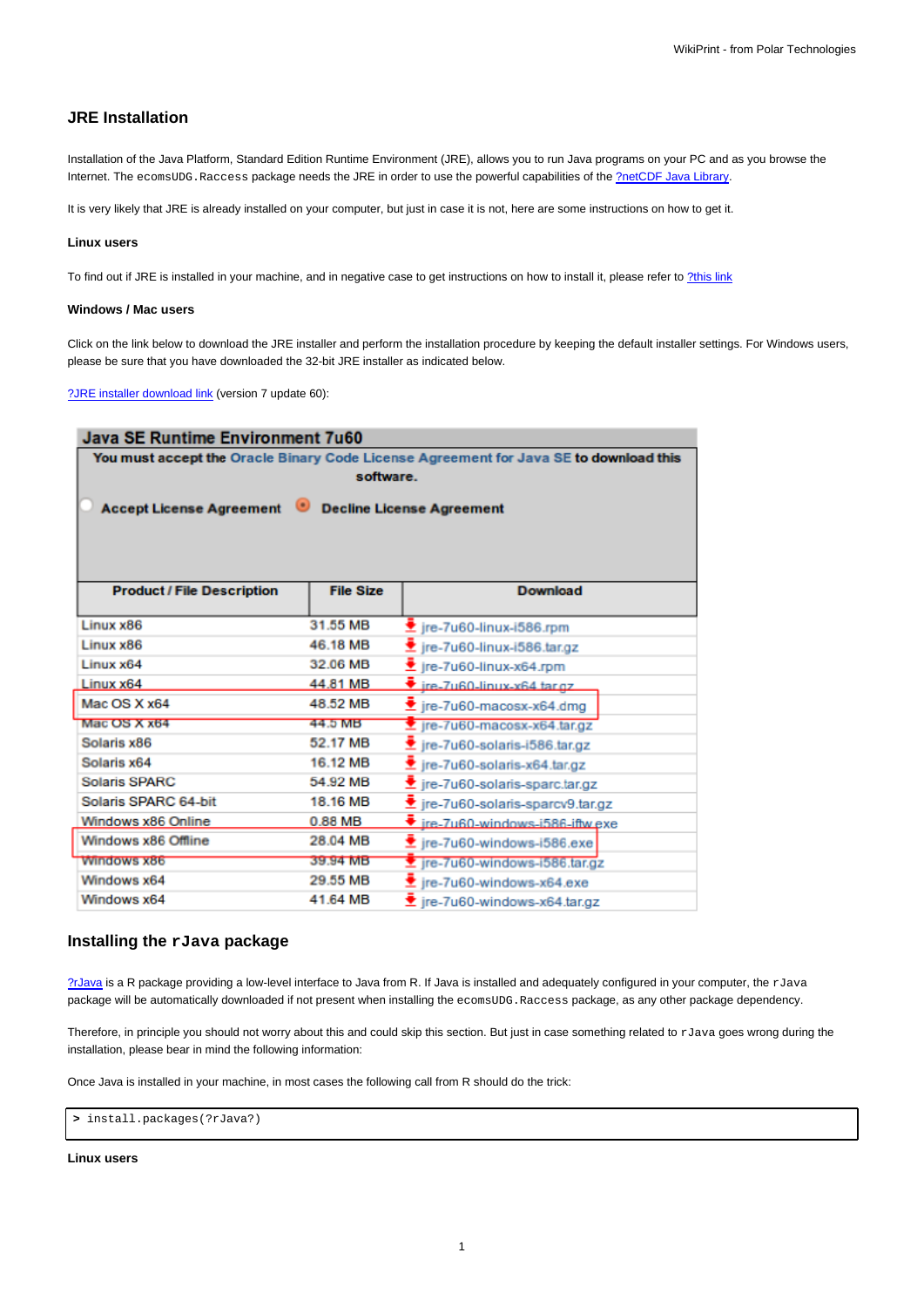## JRE Installation

Installation of the Java Platform, Standard Edition Runtime Environment (JRE), allows you to run Java programs on your PC and as you browse the Internet. The `ecomsUDG.Raccess` package needs the JRE in order to use the powerful capabilities of the ?netCDF Java Library.

It is very likely that JRE is already installed on your computer, but just in case it is not, here are some instructions on how to get it.

#### Linux users

To find out if JRE is installed in your machine, and in negative case to get instructions on how to install it, please refer to ?this link

#### Windows / Mac users

Click on the link below to download the JRE installer and perform the installation procedure by keeping the default installer settings. For Windows users, please be sure that you have downloaded the 32-bit JRE installer as indicated below.

?JRE installer download link (version 7 update 60):

**Java SE Runtime Environment 7u60**

**You must accept the Oracle Binary Code License Agreement for Java SE to download this software.**

○ **Accept License Agreement** ◉ **Decline License Agreement**

| Product / File Description | File Size | Download |
|---|---|---|
| Linux x86 | 31.55 MB | jre-7u60-linux-i586.rpm |
| Linux x86 | 46.18 MB | jre-7u60-linux-i586.tar.gz |
| Linux x64 | 32.06 MB | jre-7u60-linux-x64.rpm |
| Linux x64 | 44.81 MB | jre-7u60-linux-x64.tar.gz |
| Mac OS X x64 | 48.52 MB | jre-7u60-macosx-x64.dmg |
| Mac OS X x64 | 44.5 MB | jre-7u60-macosx-x64.tar.gz |
| Solaris x86 | 52.17 MB | jre-7u60-solaris-i586.tar.gz |
| Solaris x64 | 16.12 MB | jre-7u60-solaris-x64.tar.gz |
| Solaris SPARC | 54.92 MB | jre-7u60-solaris-sparc.tar.gz |
| Solaris SPARC 64-bit | 18.16 MB | jre-7u60-solaris-sparcv9.tar.gz |
| Windows x86 Online | 0.88 MB | jre-7u60-windows-i586-iftw.exe |
| Windows x86 Offline | 28.04 MB | jre-7u60-windows-i586.exe |
| Windows x86 | 39.94 MB | jre-7u60-windows-i586.tar.gz |
| Windows x64 | 29.55 MB | jre-7u60-windows-x64.exe |
| Windows x64 | 41.64 MB | jre-7u60-windows-x64.tar.gz |

## Installing the `rJava` package

?rJava is a R package providing a low-level interface to Java from R. If Java is installed and adequately configured in your computer, the `rJava` package will be automatically downloaded if not present when installing the `ecomsUDG.Raccess` package, as any other package dependency.

Therefore, in principle you should not worry about this and could skip this section. But just in case something related to `rJava` goes wrong during the installation, please bear in mind the following information:

Once Java is installed in your machine, in most cases the following call from R should do the trick:

```
> install.packages(?rJava?)
```

#### Linux users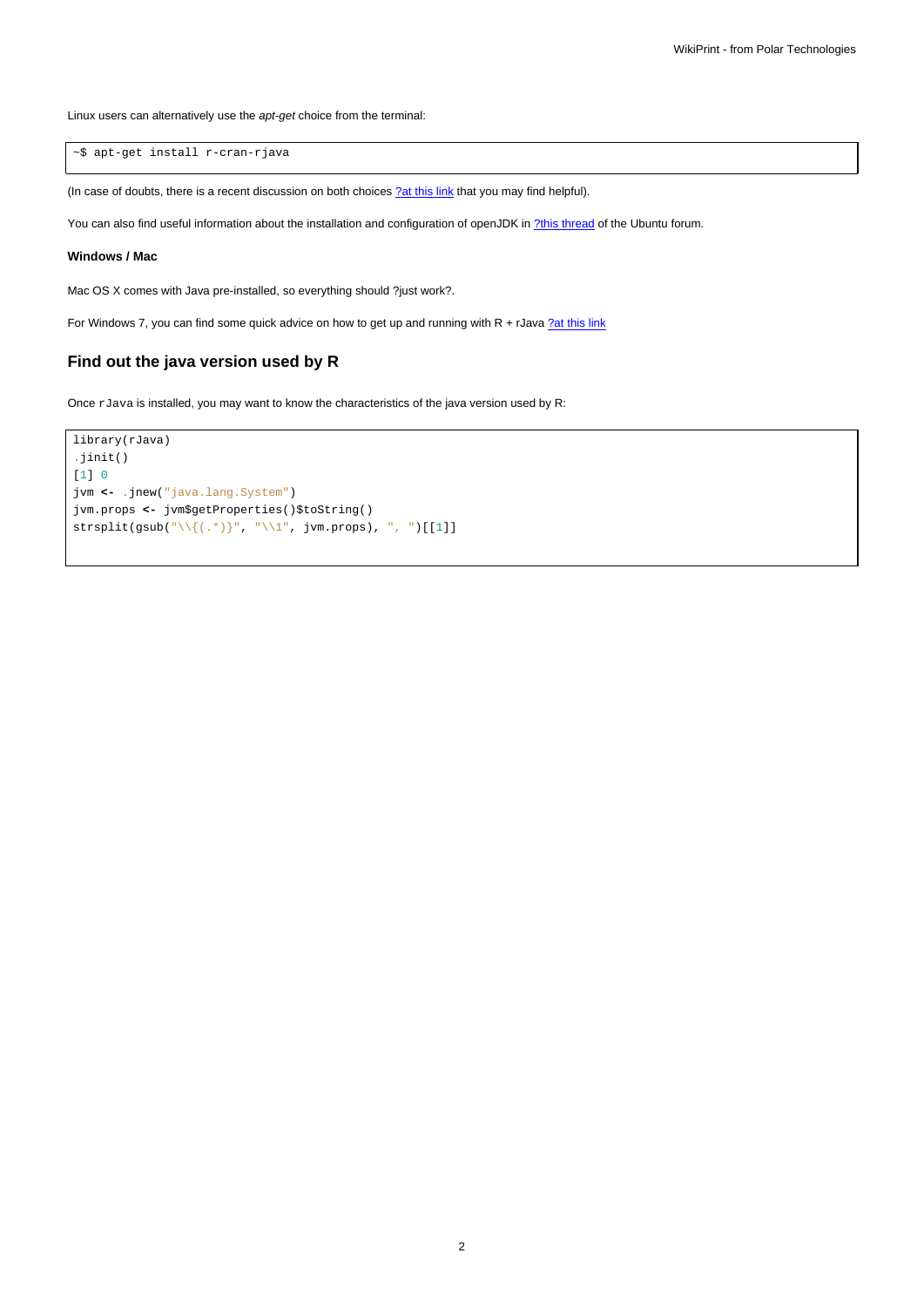Linux users can alternatively use the *apt-get* choice from the terminal:

```
~$ apt-get install r-cran-rjava
```

(In case of doubts, there is a recent discussion on both choices ?at this link that you may find helpful).

You can also find useful information about the installation and configuration of openJDK in ?this thread of the Ubuntu forum.

#### Windows / Mac

Mac OS X comes with Java pre-installed, so everything should ?just work?.

For Windows 7, you can find some quick advice on how to get up and running with R + rJava ?at this link

## Find out the java version used by R

Once `rJava` is installed, you may want to know the characteristics of the java version used by R:

```
library(rJava)
.jinit()
[1] 0
jvm <- .jnew("java.lang.System")
jvm.props <- jvm$getProperties()$toString()
strsplit(gsub("\\{(.*)}", "\\1", jvm.props), ", ")[[1]]
```